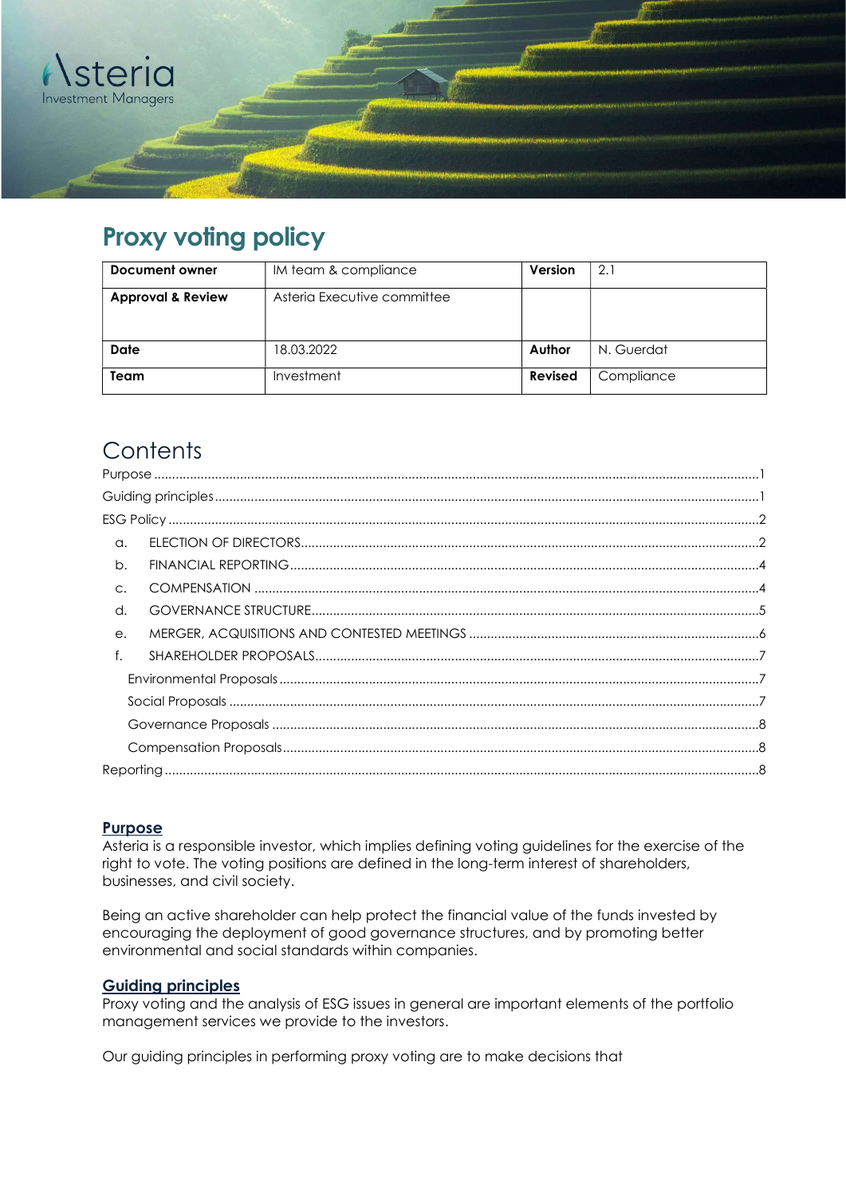Asteria
Investment Managers

# Proxy voting policy

| Document owner | IM team & compliance | Version | 2.1 |
|---|---|---|---|
| Approval & Review | Asteria Executive committee | | |
| Date | 18.03.2022 | Author | N. Guerdat |
| Team | Investment | Revised | Compliance |

# Contents

Purpose ....................................................................................................1
Guiding principles ....................................................................................................1
ESG Policy ....................................................................................................2
a. ELECTION OF DIRECTORS ....................................................................................................2
b. FINANCIAL REPORTING ....................................................................................................4
c. COMPENSATION ....................................................................................................4
d. GOVERNANCE STRUCTURE ....................................................................................................5
e. MERGER, ACQUISITIONS AND CONTESTED MEETINGS ....................................................................................................6
f. SHAREHOLDER PROPOSALS ....................................................................................................7
Environmental Proposals ....................................................................................................7
Social Proposals ....................................................................................................7
Governance Proposals ....................................................................................................8
Compensation Proposals ....................................................................................................8
Reporting ....................................................................................................8

## Purpose

Asteria is a responsible investor, which implies defining voting guidelines for the exercise of the right to vote. The voting positions are defined in the long-term interest of shareholders, businesses, and civil society.

Being an active shareholder can help protect the financial value of the funds invested by encouraging the deployment of good governance structures, and by promoting better environmental and social standards within companies.

## Guiding principles

Proxy voting and the analysis of ESG issues in general are important elements of the portfolio management services we provide to the investors.

Our guiding principles in performing proxy voting are to make decisions that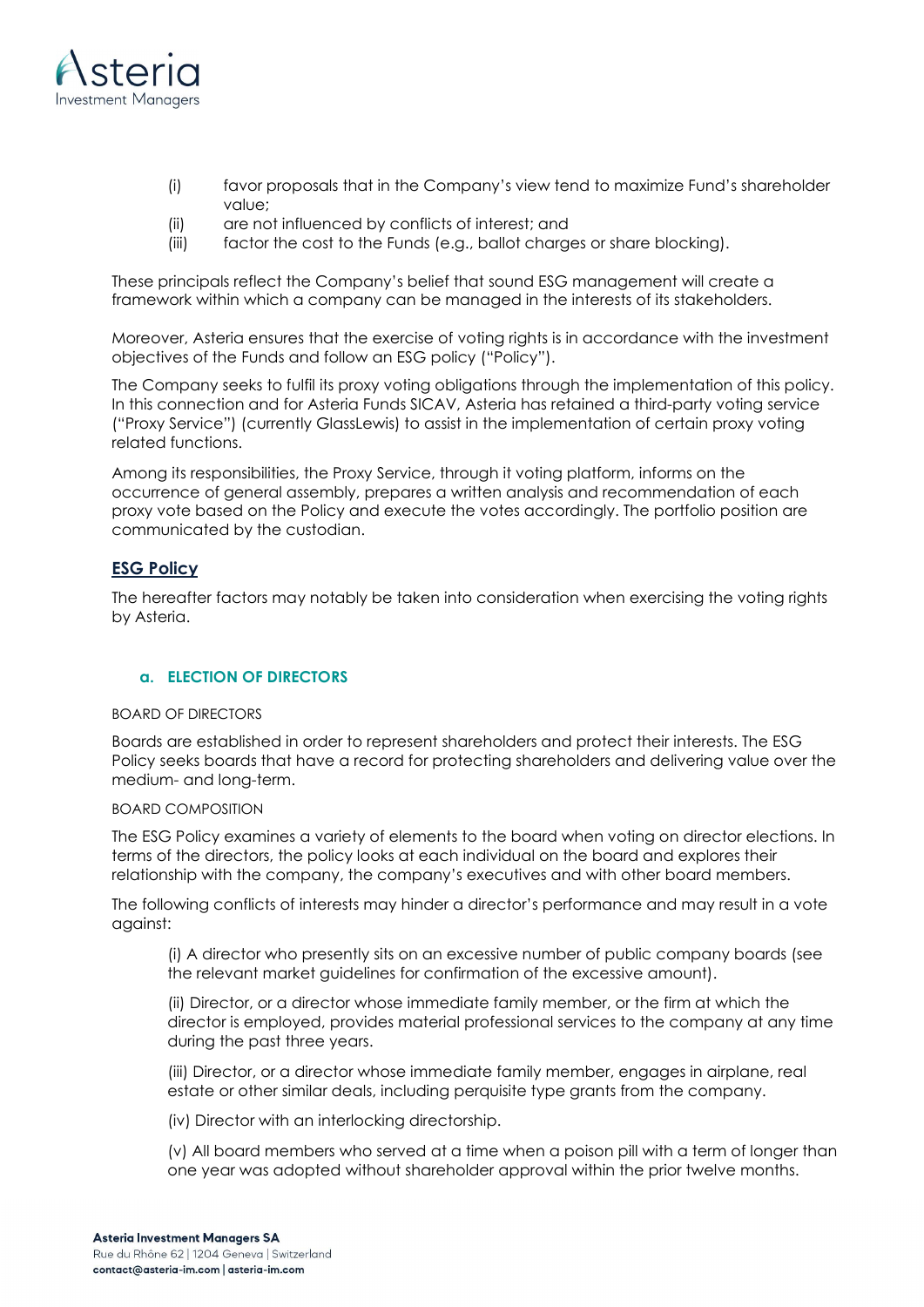(i) favor proposals that in the Company's view tend to maximize Fund's shareholder value;
(ii) are not influenced by conflicts of interest; and
(iii) factor the cost to the Funds (e.g., ballot charges or share blocking).

These principals reflect the Company's belief that sound ESG management will create a framework within which a company can be managed in the interests of its stakeholders.

Moreover, Asteria ensures that the exercise of voting rights is in accordance with the investment objectives of the Funds and follow an ESG policy ("Policy").

The Company seeks to fulfil its proxy voting obligations through the implementation of this policy. In this connection and for Asteria Funds SICAV, Asteria has retained a third-party voting service ("Proxy Service") (currently GlassLewis) to assist in the implementation of certain proxy voting related functions.

Among its responsibilities, the Proxy Service, through it voting platform, informs on the occurrence of general assembly, prepares a written analysis and recommendation of each proxy vote based on the Policy and execute the votes accordingly. The portfolio position are communicated by the custodian.

## ESG Policy

The hereafter factors may notably be taken into consideration when exercising the voting rights by Asteria.

### a. ELECTION OF DIRECTORS

BOARD OF DIRECTORS

Boards are established in order to represent shareholders and protect their interests. The ESG Policy seeks boards that have a record for protecting shareholders and delivering value over the medium- and long-term.

BOARD COMPOSITION

The ESG Policy examines a variety of elements to the board when voting on director elections. In terms of the directors, the policy looks at each individual on the board and explores their relationship with the company, the company's executives and with other board members.

The following conflicts of interests may hinder a director's performance and may result in a vote against:

(i) A director who presently sits on an excessive number of public company boards (see the relevant market guidelines for confirmation of the excessive amount).

(ii) Director, or a director whose immediate family member, or the firm at which the director is employed, provides material professional services to the company at any time during the past three years.

(iii) Director, or a director whose immediate family member, engages in airplane, real estate or other similar deals, including perquisite type grants from the company.

(iv) Director with an interlocking directorship.

(v) All board members who served at a time when a poison pill with a term of longer than one year was adopted without shareholder approval within the prior twelve months.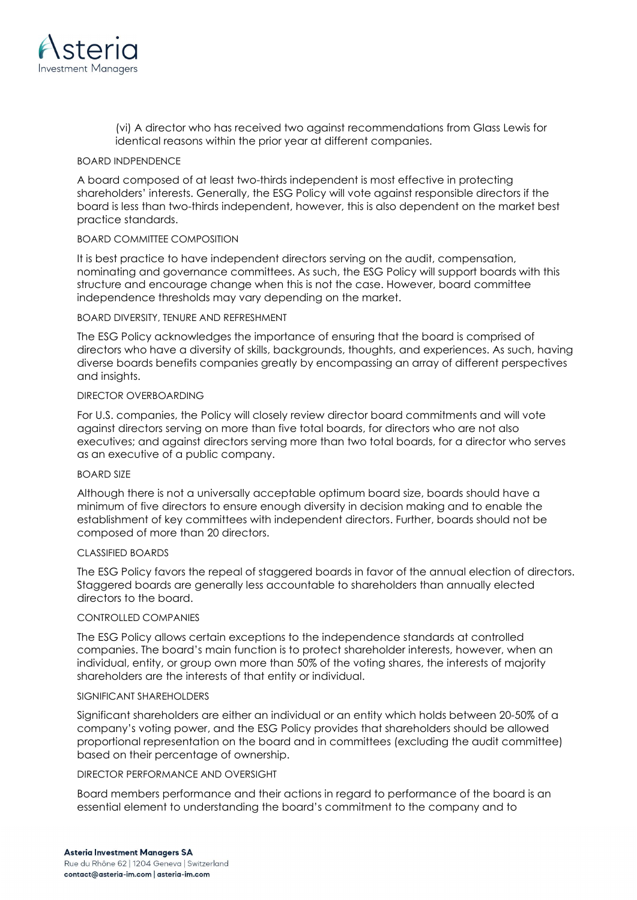(vi) A director who has received two against recommendations from Glass Lewis for identical reasons within the prior year at different companies.

### BOARD INDPENDENCE

A board composed of at least two-thirds independent is most effective in protecting shareholders' interests. Generally, the ESG Policy will vote against responsible directors if the board is less than two-thirds independent, however, this is also dependent on the market best practice standards.

### BOARD COMMITTEE COMPOSITION

It is best practice to have independent directors serving on the audit, compensation, nominating and governance committees. As such, the ESG Policy will support boards with this structure and encourage change when this is not the case. However, board committee independence thresholds may vary depending on the market.

### BOARD DIVERSITY, TENURE AND REFRESHMENT

The ESG Policy acknowledges the importance of ensuring that the board is comprised of directors who have a diversity of skills, backgrounds, thoughts, and experiences. As such, having diverse boards benefits companies greatly by encompassing an array of different perspectives and insights.

### DIRECTOR OVERBOARDING

For U.S. companies, the Policy will closely review director board commitments and will vote against directors serving on more than five total boards, for directors who are not also executives; and against directors serving more than two total boards, for a director who serves as an executive of a public company.

### BOARD SIZE

Although there is not a universally acceptable optimum board size, boards should have a minimum of five directors to ensure enough diversity in decision making and to enable the establishment of key committees with independent directors. Further, boards should not be composed of more than 20 directors.

### CLASSIFIED BOARDS

The ESG Policy favors the repeal of staggered boards in favor of the annual election of directors. Staggered boards are generally less accountable to shareholders than annually elected directors to the board.

### CONTROLLED COMPANIES

The ESG Policy allows certain exceptions to the independence standards at controlled companies. The board's main function is to protect shareholder interests, however, when an individual, entity, or group own more than 50% of the voting shares, the interests of majority shareholders are the interests of that entity or individual.

### SIGNIFICANT SHAREHOLDERS

Significant shareholders are either an individual or an entity which holds between 20-50% of a company's voting power, and the ESG Policy provides that shareholders should be allowed proportional representation on the board and in committees (excluding the audit committee) based on their percentage of ownership.

### DIRECTOR PERFORMANCE AND OVERSIGHT

Board members performance and their actions in regard to performance of the board is an essential element to understanding the board's commitment to the company and to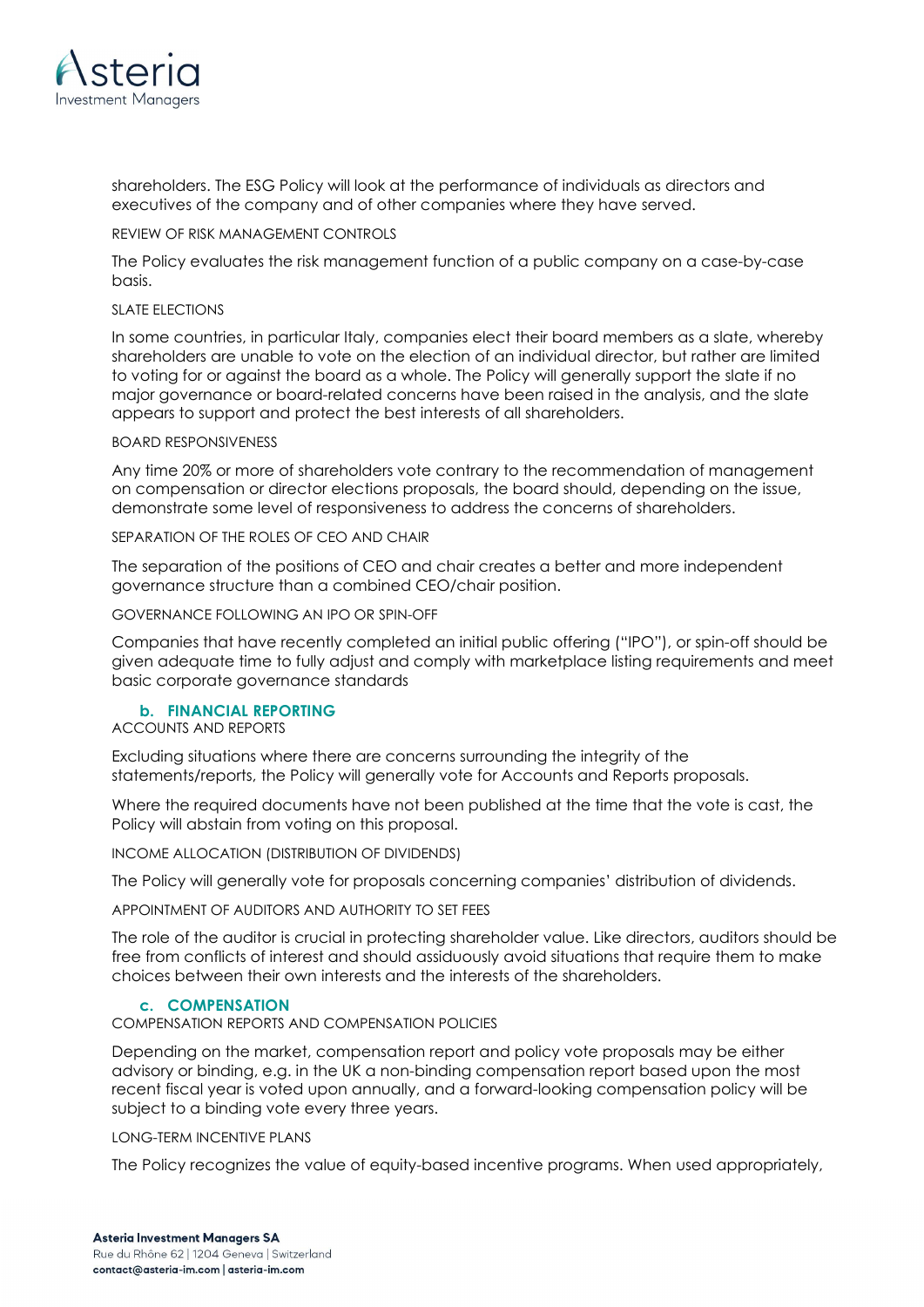shareholders. The ESG Policy will look at the performance of individuals as directors and executives of the company and of other companies where they have served.

REVIEW OF RISK MANAGEMENT CONTROLS

The Policy evaluates the risk management function of a public company on a case-by-case basis.

SLATE ELECTIONS

In some countries, in particular Italy, companies elect their board members as a slate, whereby shareholders are unable to vote on the election of an individual director, but rather are limited to voting for or against the board as a whole. The Policy will generally support the slate if no major governance or board-related concerns have been raised in the analysis, and the slate appears to support and protect the best interests of all shareholders.

BOARD RESPONSIVENESS

Any time 20% or more of shareholders vote contrary to the recommendation of management on compensation or director elections proposals, the board should, depending on the issue, demonstrate some level of responsiveness to address the concerns of shareholders.

SEPARATION OF THE ROLES OF CEO AND CHAIR

The separation of the positions of CEO and chair creates a better and more independent governance structure than a combined CEO/chair position.

GOVERNANCE FOLLOWING AN IPO OR SPIN-OFF

Companies that have recently completed an initial public offering ("IPO"), or spin-off should be given adequate time to fully adjust and comply with marketplace listing requirements and meet basic corporate governance standards

### b. FINANCIAL REPORTING

ACCOUNTS AND REPORTS

Excluding situations where there are concerns surrounding the integrity of the statements/reports, the Policy will generally vote for Accounts and Reports proposals.

Where the required documents have not been published at the time that the vote is cast, the Policy will abstain from voting on this proposal.

INCOME ALLOCATION (DISTRIBUTION OF DIVIDENDS)

The Policy will generally vote for proposals concerning companies' distribution of dividends.

APPOINTMENT OF AUDITORS AND AUTHORITY TO SET FEES

The role of the auditor is crucial in protecting shareholder value. Like directors, auditors should be free from conflicts of interest and should assiduously avoid situations that require them to make choices between their own interests and the interests of the shareholders.

### c. COMPENSATION

COMPENSATION REPORTS AND COMPENSATION POLICIES

Depending on the market, compensation report and policy vote proposals may be either advisory or binding, e.g. in the UK a non-binding compensation report based upon the most recent fiscal year is voted upon annually, and a forward-looking compensation policy will be subject to a binding vote every three years.

LONG-TERM INCENTIVE PLANS

The Policy recognizes the value of equity-based incentive programs. When used appropriately,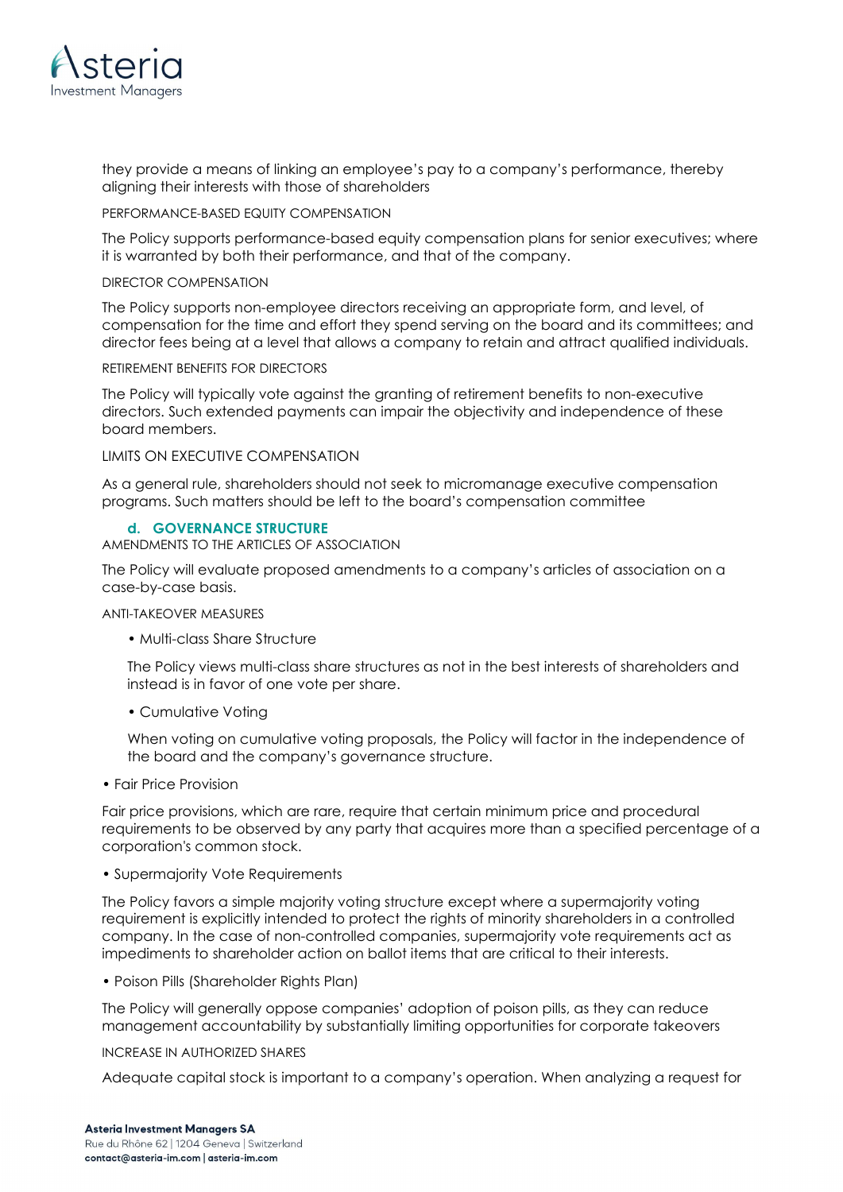they provide a means of linking an employee's pay to a company's performance, thereby aligning their interests with those of shareholders

PERFORMANCE-BASED EQUITY COMPENSATION

The Policy supports performance-based equity compensation plans for senior executives; where it is warranted by both their performance, and that of the company.

DIRECTOR COMPENSATION

The Policy supports non-employee directors receiving an appropriate form, and level, of compensation for the time and effort they spend serving on the board and its committees; and director fees being at a level that allows a company to retain and attract qualified individuals.

RETIREMENT BENEFITS FOR DIRECTORS

The Policy will typically vote against the granting of retirement benefits to non-executive directors. Such extended payments can impair the objectivity and independence of these board members.

LIMITS ON EXECUTIVE COMPENSATION

As a general rule, shareholders should not seek to micromanage executive compensation programs. Such matters should be left to the board's compensation committee

### d. GOVERNANCE STRUCTURE

AMENDMENTS TO THE ARTICLES OF ASSOCIATION

The Policy will evaluate proposed amendments to a company's articles of association on a case-by-case basis.

ANTI-TAKEOVER MEASURES

- Multi-class Share Structure

  The Policy views multi-class share structures as not in the best interests of shareholders and instead is in favor of one vote per share.

- Cumulative Voting

  When voting on cumulative voting proposals, the Policy will factor in the independence of the board and the company's governance structure.

- Fair Price Provision

Fair price provisions, which are rare, require that certain minimum price and procedural requirements to be observed by any party that acquires more than a specified percentage of a corporation's common stock.

- Supermajority Vote Requirements

The Policy favors a simple majority voting structure except where a supermajority voting requirement is explicitly intended to protect the rights of minority shareholders in a controlled company. In the case of non-controlled companies, supermajority vote requirements act as impediments to shareholder action on ballot items that are critical to their interests.

- Poison Pills (Shareholder Rights Plan)

The Policy will generally oppose companies' adoption of poison pills, as they can reduce management accountability by substantially limiting opportunities for corporate takeovers

INCREASE IN AUTHORIZED SHARES

Adequate capital stock is important to a company's operation. When analyzing a request for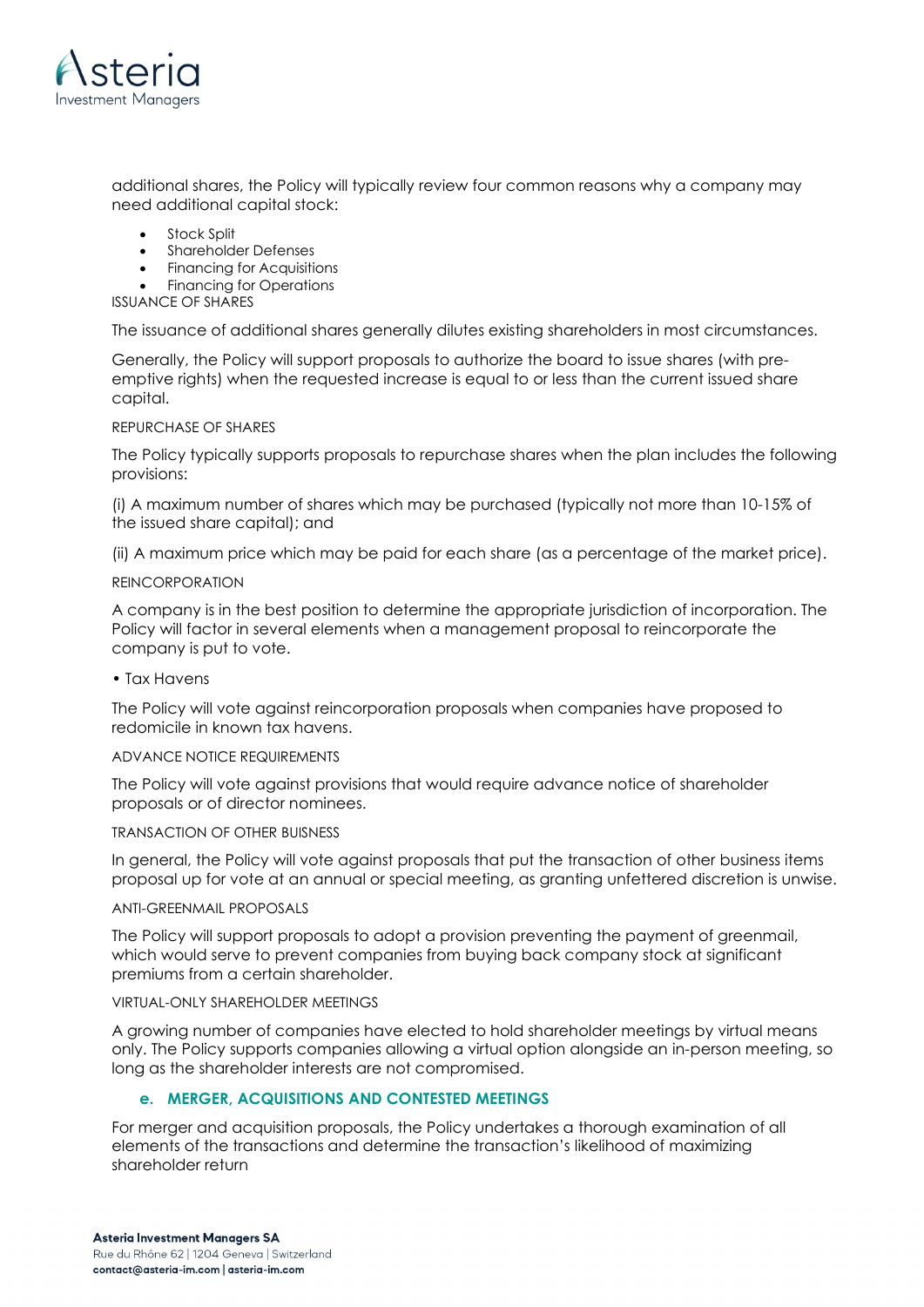additional shares, the Policy will typically review four common reasons why a company may need additional capital stock:

- Stock Split
- Shareholder Defenses
- Financing for Acquisitions
- Financing for Operations

ISSUANCE OF SHARES

The issuance of additional shares generally dilutes existing shareholders in most circumstances.

Generally, the Policy will support proposals to authorize the board to issue shares (with pre-emptive rights) when the requested increase is equal to or less than the current issued share capital.

REPURCHASE OF SHARES

The Policy typically supports proposals to repurchase shares when the plan includes the following provisions:

(i) A maximum number of shares which may be purchased (typically not more than 10-15% of the issued share capital); and

(ii) A maximum price which may be paid for each share (as a percentage of the market price).

REINCORPORATION

A company is in the best position to determine the appropriate jurisdiction of incorporation. The Policy will factor in several elements when a management proposal to reincorporate the company is put to vote.

• Tax Havens

The Policy will vote against reincorporation proposals when companies have proposed to redomicile in known tax havens.

ADVANCE NOTICE REQUIREMENTS

The Policy will vote against provisions that would require advance notice of shareholder proposals or of director nominees.

TRANSACTION OF OTHER BUISNESS

In general, the Policy will vote against proposals that put the transaction of other business items proposal up for vote at an annual or special meeting, as granting unfettered discretion is unwise.

ANTI-GREENMAIL PROPOSALS

The Policy will support proposals to adopt a provision preventing the payment of greenmail, which would serve to prevent companies from buying back company stock at significant premiums from a certain shareholder.

VIRTUAL-ONLY SHAREHOLDER MEETINGS

A growing number of companies have elected to hold shareholder meetings by virtual means only. The Policy supports companies allowing a virtual option alongside an in-person meeting, so long as the shareholder interests are not compromised.

### e. MERGER, ACQUISITIONS AND CONTESTED MEETINGS

For merger and acquisition proposals, the Policy undertakes a thorough examination of all elements of the transactions and determine the transaction's likelihood of maximizing shareholder return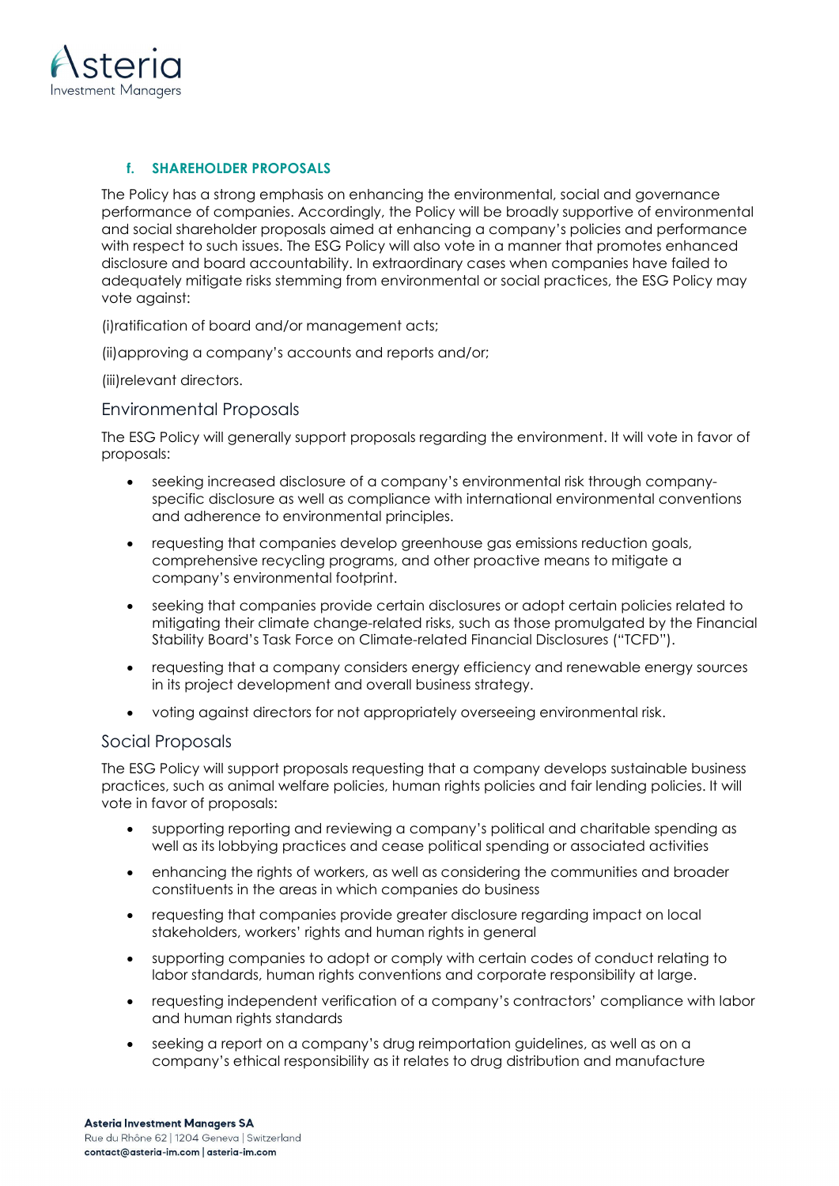### f. SHAREHOLDER PROPOSALS

The Policy has a strong emphasis on enhancing the environmental, social and governance performance of companies. Accordingly, the Policy will be broadly supportive of environmental and social shareholder proposals aimed at enhancing a company's policies and performance with respect to such issues. The ESG Policy will also vote in a manner that promotes enhanced disclosure and board accountability. In extraordinary cases when companies have failed to adequately mitigate risks stemming from environmental or social practices, the ESG Policy may vote against:

(i)ratification of board and/or management acts;

(ii)approving a company's accounts and reports and/or;

(iii)relevant directors.

## Environmental Proposals

The ESG Policy will generally support proposals regarding the environment. It will vote in favor of proposals:

- seeking increased disclosure of a company's environmental risk through company-specific disclosure as well as compliance with international environmental conventions and adherence to environmental principles.
- requesting that companies develop greenhouse gas emissions reduction goals, comprehensive recycling programs, and other proactive means to mitigate a company's environmental footprint.
- seeking that companies provide certain disclosures or adopt certain policies related to mitigating their climate change-related risks, such as those promulgated by the Financial Stability Board's Task Force on Climate-related Financial Disclosures ("TCFD").
- requesting that a company considers energy efficiency and renewable energy sources in its project development and overall business strategy.
- voting against directors for not appropriately overseeing environmental risk.

## Social Proposals

The ESG Policy will support proposals requesting that a company develops sustainable business practices, such as animal welfare policies, human rights policies and fair lending policies. It will vote in favor of proposals:

- supporting reporting and reviewing a company's political and charitable spending as well as its lobbying practices and cease political spending or associated activities
- enhancing the rights of workers, as well as considering the communities and broader constituents in the areas in which companies do business
- requesting that companies provide greater disclosure regarding impact on local stakeholders, workers' rights and human rights in general
- supporting companies to adopt or comply with certain codes of conduct relating to labor standards, human rights conventions and corporate responsibility at large.
- requesting independent verification of a company's contractors' compliance with labor and human rights standards
- seeking a report on a company's drug reimportation guidelines, as well as on a company's ethical responsibility as it relates to drug distribution and manufacture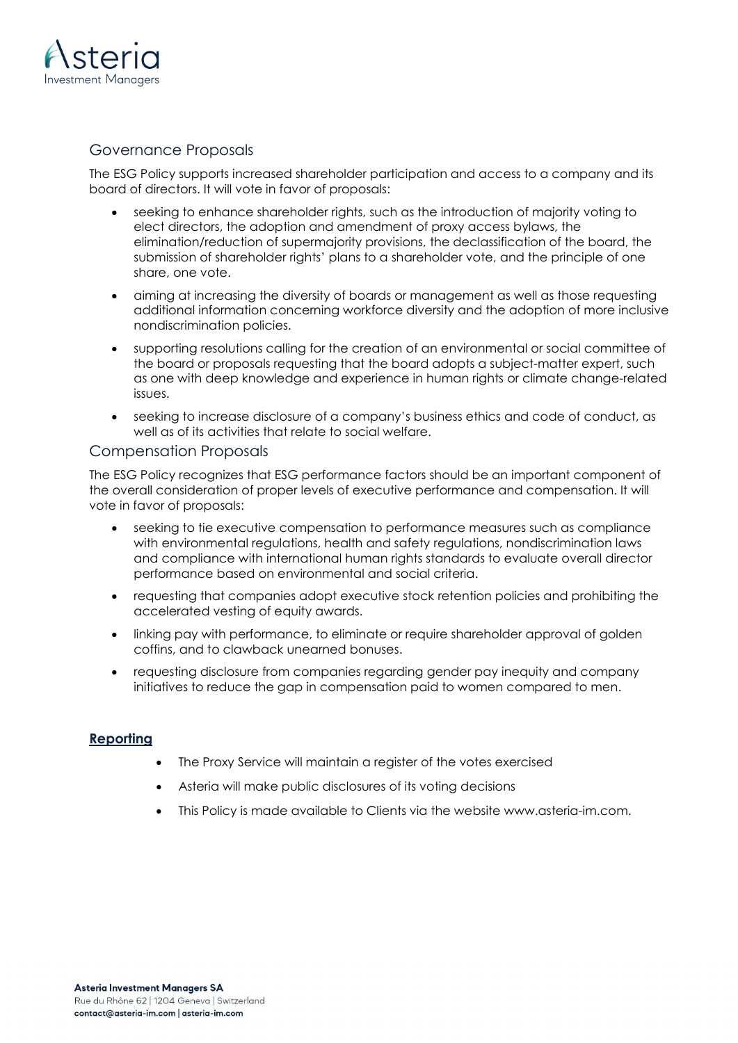## Governance Proposals

The ESG Policy supports increased shareholder participation and access to a company and its board of directors. It will vote in favor of proposals:

- seeking to enhance shareholder rights, such as the introduction of majority voting to elect directors, the adoption and amendment of proxy access bylaws, the elimination/reduction of supermajority provisions, the declassification of the board, the submission of shareholder rights' plans to a shareholder vote, and the principle of one share, one vote.
- aiming at increasing the diversity of boards or management as well as those requesting additional information concerning workforce diversity and the adoption of more inclusive nondiscrimination policies.
- supporting resolutions calling for the creation of an environmental or social committee of the board or proposals requesting that the board adopts a subject-matter expert, such as one with deep knowledge and experience in human rights or climate change-related issues.
- seeking to increase disclosure of a company's business ethics and code of conduct, as well as of its activities that relate to social welfare.

## Compensation Proposals

The ESG Policy recognizes that ESG performance factors should be an important component of the overall consideration of proper levels of executive performance and compensation. It will vote in favor of proposals:

- seeking to tie executive compensation to performance measures such as compliance with environmental regulations, health and safety regulations, nondiscrimination laws and compliance with international human rights standards to evaluate overall director performance based on environmental and social criteria.
- requesting that companies adopt executive stock retention policies and prohibiting the accelerated vesting of equity awards.
- linking pay with performance, to eliminate or require shareholder approval of golden coffins, and to clawback unearned bonuses.
- requesting disclosure from companies regarding gender pay inequity and company initiatives to reduce the gap in compensation paid to women compared to men.

## Reporting

- The Proxy Service will maintain a register of the votes exercised
- Asteria will make public disclosures of its voting decisions
- This Policy is made available to Clients via the website www.asteria-im.com.